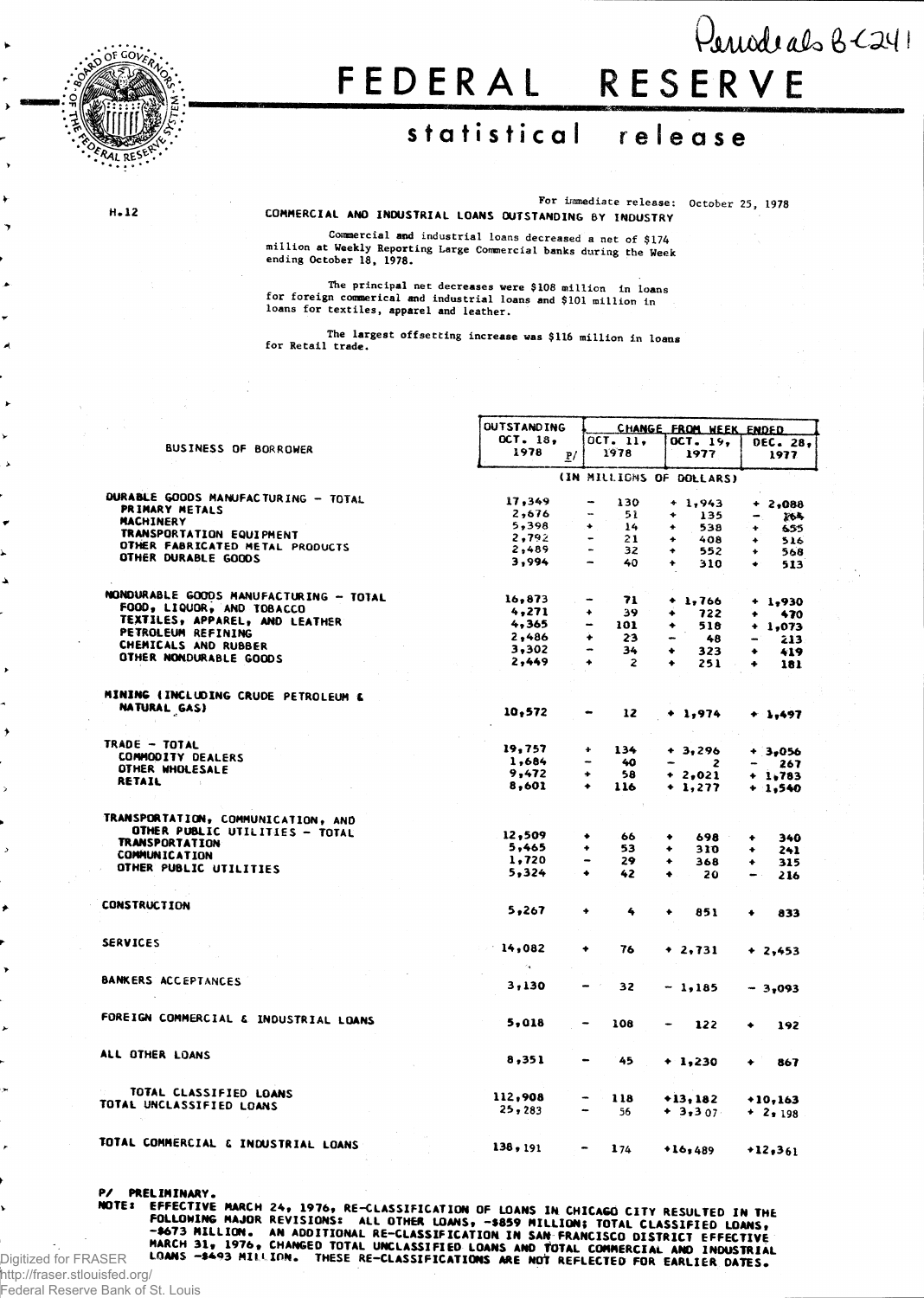Periodicals B-241

# FEDERAL RESERVE

## statistical release

H.12

For immediate release: October 25, 1978

COMMERCIAL AND INDUSTRIAL LOANS OUTSTANDING BY INDUSTRY

Commercial and industrial loans decreased a net of $174 million at Weekly Reporting Large Commercial banks during the week ending October 18, 1978.

The principal net decreases were $108 million in loans for foreign commerical and industrial loans and $101 million in loans for textiles, apparel and leather.

The largest offsetting increase was $116 million in loans for Retail trade.

| BUSINESS OF BORROWER | OUTSTANDING OCT. 18, 1978 P/ | CHANGE FROM WEEK ENDED OCT. 11, 1978 | OCT. 19, 1977 | DEC. 28, 1977 |
|---|---|---|---|---|
| | (IN MILLIONS OF DOLLARS) | | | |
| DURABLE GOODS MANUFACTURING - TOTAL | 17,349 | - 130 | + 1,943 | + 2,088 |
| PRIMARY METALS | 2,676 | - 51 | + 135 | - 164 |
| MACHINERY | 5,398 | + 14 | + 538 | + 655 |
| TRANSPORTATION EQUIPMENT | 2,792 | - 21 | + 408 | + 516 |
| OTHER FABRICATED METAL PRODUCTS | 2,489 | - 32 | + 552 | + 568 |
| OTHER DURABLE GOODS | 3,994 | - 40 | + 310 | + 513 |
| NONDURABLE GOODS MANUFACTURING - TOTAL | 16,873 | - 71 | + 1,766 | + 1,930 |
| FOOD, LIQUOR, AND TOBACCO | 4,271 | + 39 | + 722 | + 470 |
| TEXTILES, APPAREL, AND LEATHER | 4,365 | - 101 | + 518 | + 1,073 |
| PETROLEUM REFINING | 2,486 | + 23 | - 48 | - 213 |
| CHEMICALS AND RUBBER | 3,302 | - 34 | + 323 | + 419 |
| OTHER NONDURABLE GOODS | 2,449 | + 2 | + 251 | + 181 |
| MINING (INCLUDING CRUDE PETROLEUM & NATURAL GAS) | 10,572 | - 12 | + 1,974 | + 1,497 |
| TRADE - TOTAL | 19,757 | + 134 | + 3,296 | + 3,056 |
| COMMODITY DEALERS | 1,684 | - 40 | - 2 | - 267 |
| OTHER WHOLESALE | 9,472 | + 58 | + 2,021 | + 1,783 |
| RETAIL | 8,601 | + 116 | + 1,277 | + 1,540 |
| TRANSPORTATION, COMMUNICATION, AND OTHER PUBLIC UTILITIES - TOTAL | 12,509 | + 66 | + 698 | + 340 |
| TRANSPORTATION | 5,465 | + 53 | + 310 | + 241 |
| COMMUNICATION | 1,720 | - 29 | + 368 | + 315 |
| OTHER PUBLIC UTILITIES | 5,324 | + 42 | + 20 | - 216 |
| CONSTRUCTION | 5,267 | + 4 | + 851 | + 833 |
| SERVICES | 14,082 | + 76 | + 2,731 | + 2,453 |
| BANKERS ACCEPTANCES | 3,130 | - 32 | - 1,185 | - 3,093 |
| FOREIGN COMMERCIAL & INDUSTRIAL LOANS | 5,018 | - 108 | - 122 | + 192 |
| ALL OTHER LOANS | 8,351 | - 45 | + 1,230 | + 867 |
| TOTAL CLASSIFIED LOANS | 112,908 | - 118 | +13,182 | +10,163 |
| TOTAL UNCLASSIFIED LOANS | 25,283 | - 56 | + 3,307 | + 2,198 |
| TOTAL COMMERCIAL & INDUSTRIAL LOANS | 138,191 | - 174 | +16,489 | +12,361 |

P/ PRELIMINARY.

NOTE: EFFECTIVE MARCH 24, 1976, RE-CLASSIFICATION OF LOANS IN CHICAGO CITY RESULTED IN THE FOLLOWING MAJOR REVISIONS: ALL OTHER LOANS, -$859 MILLION; TOTAL CLASSIFIED LOANS, -$673 MILLION. AN ADDITIONAL RE-CLASSIFICATION IN SAN FRANCISCO DISTRICT EFFECTIVE MARCH 31, 1976, CHANGED TOTAL UNCLASSIFIED LOANS AND TOTAL COMMERCIAL AND INDUSTRIAL LOANS -$493 MILLION. THESE RE-CLASSIFICATIONS ARE NOT REFLECTED FOR EARLIER DATES.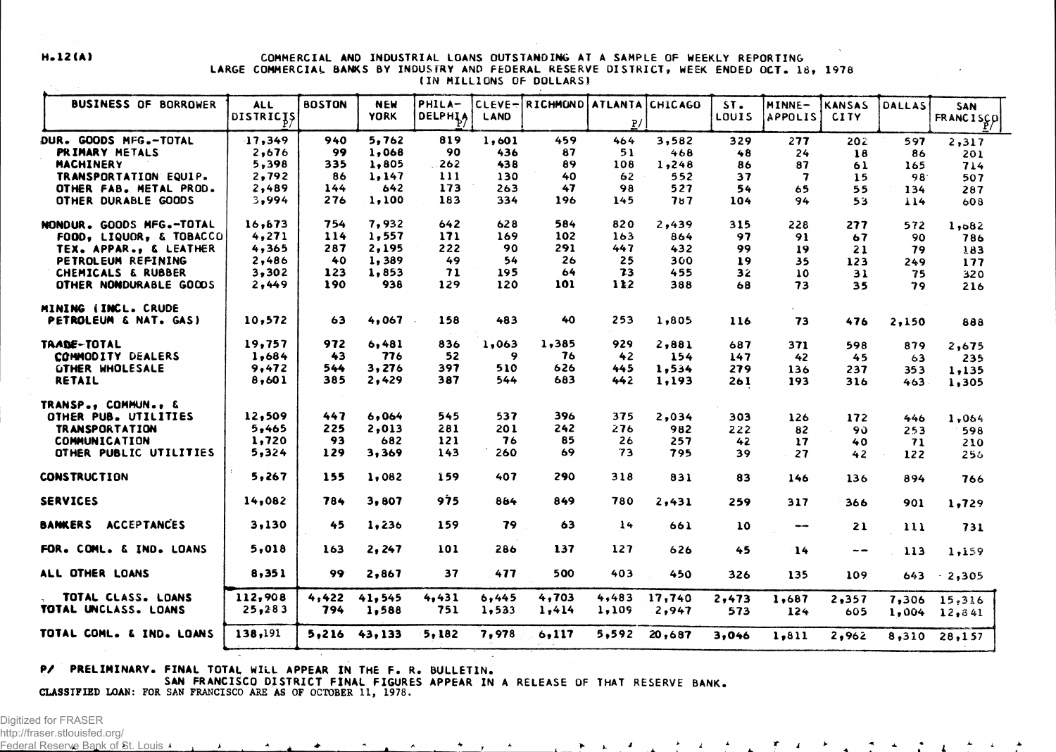H.12(A)

# COMMERCIAL AND INDUSTRIAL LOANS OUTSTANDING AT A SAMPLE OF WEEKLY REPORTING LARGE COMMERCIAL BANKS BY INDUSTRY AND FEDERAL RESERVE DISTRICT, WEEK ENDED OCT. 18, 1978

(IN MILLIONS OF DOLLARS)

| BUSINESS OF BORROWER | ALL DISTRICTS P/ | BOSTON | NEW YORK | PHILA-DELPHIA P/ | CLEVE-LAND | RICHMOND | ATLANTA P/ | CHICAGO | ST. LOUIS | MINNE-APPOLIS | KANSAS CITY | DALLAS | SAN FRANCISCO P/ |
|---|---|---|---|---|---|---|---|---|---|---|---|---|---|
| DUR. GOODS MFG.-TOTAL | 17,349 | 940 | 5,762 | 819 | 1,601 | 459 | 464 | 3,582 | 329 | 277 | 202 | 597 | 2,317 |
| PRIMARY METALS | 2,676 | 99 | 1,068 | 90 | 436 | 87 | 51 | 468 | 48 | 24 | 18 | 86 | 201 |
| MACHINERY | 5,398 | 335 | 1,805 | 262 | 438 | 89 | 108 | 1,248 | 86 | 87 | 61 | 165 | 714 |
| TRANSPORTATION EQUIP. | 2,792 | 86 | 1,147 | 111 | 130 | 40 | 62 | 552 | 37 | 7 | 15 | 98 | 507 |
| OTHER FAB. METAL PROD. | 2,489 | 144 | 642 | 173 | 263 | 47 | 98 | 527 | 54 | 65 | 55 | 134 | 287 |
| OTHER DURABLE GOODS | 3,994 | 276 | 1,100 | 183 | 334 | 196 | 145 | 787 | 104 | 94 | 53 | 114 | 608 |
| NONDUR. GOODS MFG.-TOTAL | 16,673 | 754 | 7,932 | 642 | 628 | 584 | 820 | 2,439 | 315 | 228 | 277 | 572 | 1,682 |
| FOOD, LIQUOR, & TOBACCO | 4,271 | 114 | 1,557 | 171 | 169 | 102 | 163 | 864 | 97 | 91 | 67 | 90 | 786 |
| TEX. APPAR., & LEATHER | 4,365 | 287 | 2,195 | 222 | 90 | 291 | 447 | 432 | 99 | 19 | 21 | 79 | 183 |
| PETROLEUM REFINING | 2,486 | 40 | 1,389 | 49 | 54 | 26 | 25 | 300 | 19 | 35 | 123 | 249 | 177 |
| CHEMICALS & RUBBER | 3,302 | 123 | 1,853 | 71 | 195 | 64 | 73 | 455 | 32 | 10 | 31 | 75 | 320 |
| OTHER NONDURABLE GOODS | 2,449 | 190 | 938 | 129 | 120 | 101 | 112 | 388 | 68 | 73 | 35 | 79 | 216 |
| MINING (INCL. CRUDE PETROLEUM & NAT. GAS) | 10,572 | 63 | 4,067 | 158 | 483 | 40 | 253 | 1,805 | 116 | 73 | 476 | 2,150 | 888 |
| TRADE-TOTAL | 19,757 | 972 | 6,481 | 836 | 1,063 | 1,385 | 929 | 2,881 | 687 | 371 | 598 | 879 | 2,675 |
| COMMODITY DEALERS | 1,684 | 43 | 776 | 52 | 9 | 76 | 42 | 154 | 147 | 42 | 45 | 63 | 235 |
| OTHER WHOLESALE | 9,472 | 544 | 3,276 | 397 | 510 | 626 | 445 | 1,534 | 279 | 136 | 237 | 353 | 1,135 |
| RETAIL | 8,601 | 385 | 2,429 | 387 | 544 | 683 | 442 | 1,193 | 261 | 193 | 316 | 463 | 1,305 |
| TRANSP., COMMUN., & OTHER PUB. UTILITIES | 12,509 | 447 | 6,064 | 545 | 537 | 396 | 375 | 2,034 | 303 | 126 | 172 | 446 | 1,064 |
| TRANSPORTATION | 5,465 | 225 | 2,013 | 281 | 201 | 242 | 276 | 982 | 222 | 82 | 90 | 253 | 598 |
| COMMUNICATION | 1,720 | 93 | 682 | 121 | 76 | 85 | 26 | 257 | 42 | 17 | 40 | 71 | 210 |
| OTHER PUBLIC UTILITIES | 5,324 | 129 | 3,369 | 143 | 260 | 69 | 73 | 795 | 39 | 27 | 42 | 122 | 256 |
| CONSTRUCTION | 5,267 | 155 | 1,082 | 159 | 407 | 290 | 318 | 831 | 83 | 146 | 136 | 894 | 766 |
| SERVICES | 14,082 | 784 | 3,807 | 975 | 884 | 849 | 780 | 2,431 | 259 | 317 | 366 | 901 | 1,729 |
| BANKERS ACCEPTANCES | 3,130 | 45 | 1,236 | 159 | 79 | 63 | 14 | 661 | 10 | -- | 21 | 111 | 731 |
| FOR. COML. & IND. LOANS | 5,018 | 163 | 2,247 | 101 | 286 | 137 | 127 | 626 | 45 | 14 | -- | 113 | 1,159 |
| ALL OTHER LOANS | 8,351 | 99 | 2,867 | 37 | 477 | 500 | 403 | 450 | 326 | 135 | 109 | 643 | 2,305 |
| TOTAL CLASS. LOANS | 112,908 | 4,422 | 41,545 | 4,431 | 6,445 | 4,703 | 4,483 | 17,740 | 2,473 | 1,687 | 2,357 | 7,306 | 15,316 |
| TOTAL UNCLASS. LOANS | 25,283 | 794 | 1,588 | 751 | 1,533 | 1,414 | 1,109 | 2,947 | 573 | 124 | 605 | 1,004 | 12,841 |
| TOTAL COML. & IND. LOANS | 138,191 | 5,216 | 43,133 | 5,182 | 7,978 | 6,117 | 5,592 | 20,687 | 3,046 | 1,811 | 2,962 | 8,310 | 28,157 |

P/ PRELIMINARY. FINAL TOTAL WILL APPEAR IN THE F. R. BULLETIN.
SAN FRANCISCO DISTRICT FINAL FIGURES APPEAR IN A RELEASE OF THAT RESERVE BANK.
CLASSIFIED LOAN: FOR SAN FRANCISCO ARE AS OF OCTOBER 11, 1978.